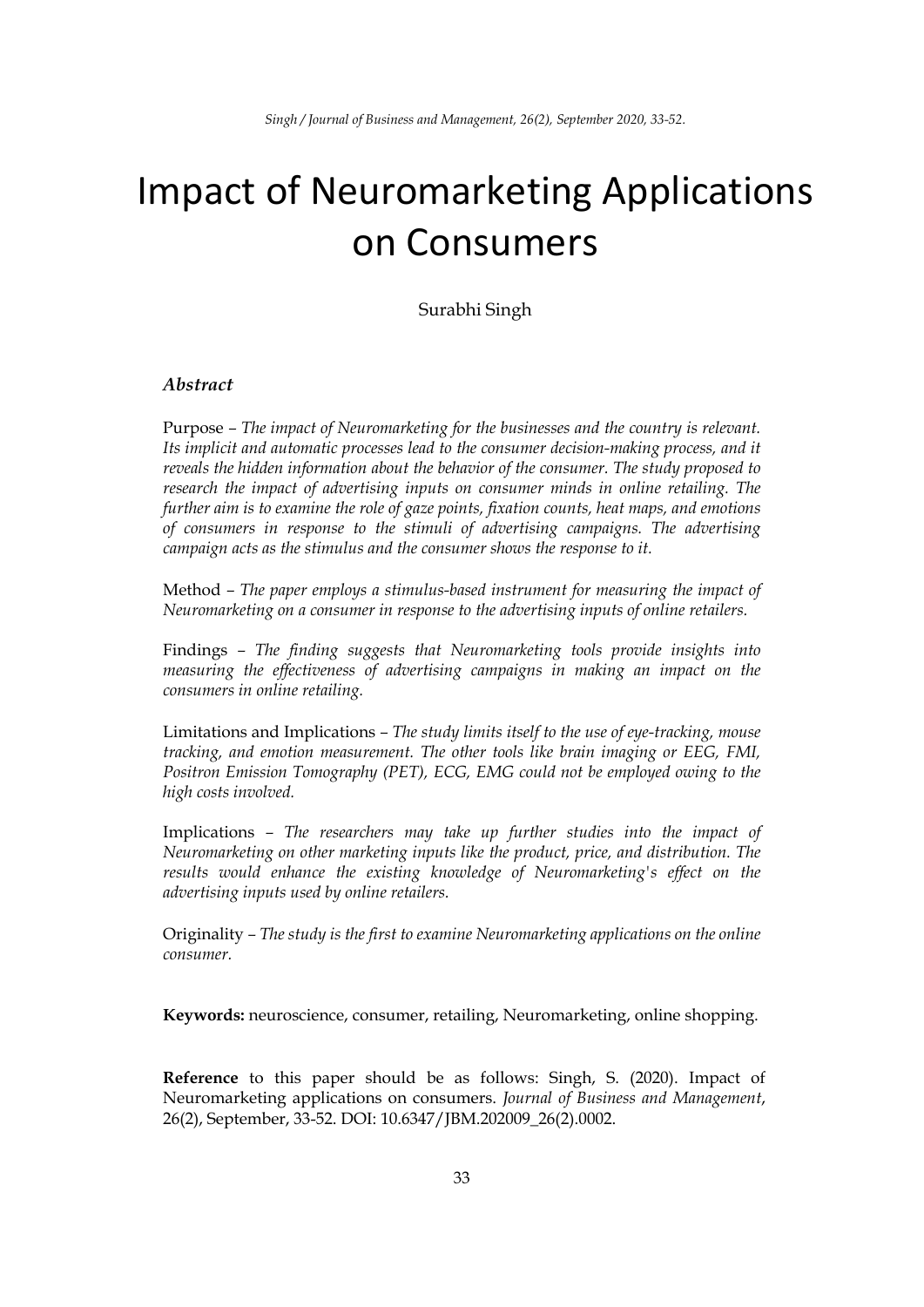# Impact of Neuromarketing Applications on Consumers

Surabhi Singh

### *Abstract*

Purpose – *The impact of Neuromarketing for the businesses and the country is relevant. Its implicit and automatic processes lead to the consumer decision-making process, and it reveals the hidden information about the behavior of the consumer. The study proposed to research the impact of advertising inputs on consumer minds in online retailing. The further aim is to examine the role of gaze points, fixation counts, heat maps, and emotions of consumers in response to the stimuli of advertising campaigns. The advertising campaign acts as the stimulus and the consumer shows the response to it.*

Method – *The paper employs a stimulus-based instrument for measuring the impact of Neuromarketing on a consumer in response to the advertising inputs of online retailers.*

Findings – *The finding suggests that Neuromarketing tools provide insights into measuring the effectiveness of advertising campaigns in making an impact on the consumers in online retailing.*

Limitations and Implications – *The study limits itself to the use of eye-tracking, mouse tracking, and emotion measurement. The other tools like brain imaging or EEG, FMI, Positron Emission Tomography (PET), ECG, EMG could not be employed owing to the high costs involved.*

Implications – *The researchers may take up further studies into the impact of Neuromarketing on other marketing inputs like the product, price, and distribution. The results would enhance the existing knowledge of Neuromarketing's effect on the advertising inputs used by online retailers.*

Originality – *The study is the first to examine Neuromarketing applications on the online consumer.*

**Keywords:** neuroscience, consumer, retailing, Neuromarketing, online shopping.

**Reference** to this paper should be as follows: Singh, S. (2020). Impact of Neuromarketing applications on consumers. *Journal of Business and Management*, 26(2), September, 33-52. DOI: 10.6347/JBM.202009_26(2).0002.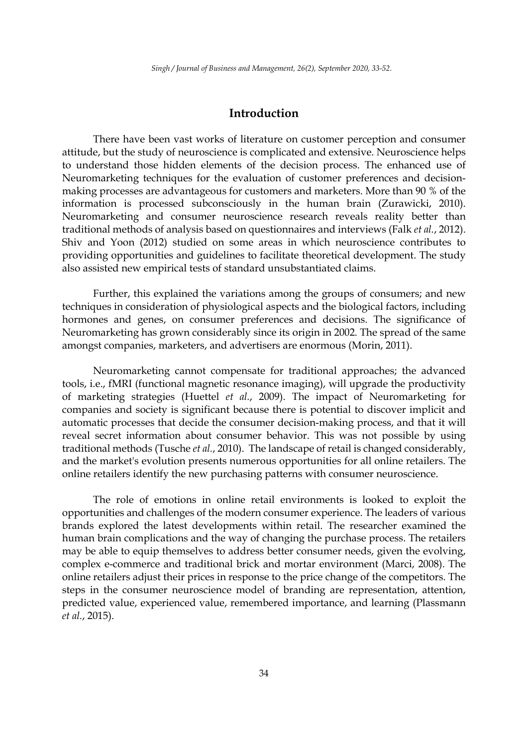## Introduction

There have been vast works of literature on customer perception and consumer attitude, but the study of neuroscience is complicated and extensive. Neuroscience helps to understand those hidden elements of the decision process. The enhanced use of Neuromarketing techniques for the evaluation of customer preferences and decision-making processes are advantageous for customers and marketers. More than 90 % of the information is processed subconsciously in the human brain (Zurawicki, 2010). Neuromarketing and consumer neuroscience research reveals reality better than traditional methods of analysis based on questionnaires and interviews (Falk *et al.*, 2012). Shiv and Yoon (2012) studied on some areas in which neuroscience contributes to providing opportunities and guidelines to facilitate theoretical development. The study also assisted new empirical tests of standard unsubstantiated claims.

Further, this explained the variations among the groups of consumers; and new techniques in consideration of physiological aspects and the biological factors, including hormones and genes, on consumer preferences and decisions. The significance of Neuromarketing has grown considerably since its origin in 2002. The spread of the same amongst companies, marketers, and advertisers are enormous (Morin, 2011).

Neuromarketing cannot compensate for traditional approaches; the advanced tools, i.e., fMRI (functional magnetic resonance imaging), will upgrade the productivity of marketing strategies (Huettel *et al.*, 2009). The impact of Neuromarketing for companies and society is significant because there is potential to discover implicit and automatic processes that decide the consumer decision-making process, and that it will reveal secret information about consumer behavior. This was not possible by using traditional methods (Tusche *et al.*, 2010). The landscape of retail is changed considerably, and the market's evolution presents numerous opportunities for all online retailers. The online retailers identify the new purchasing patterns with consumer neuroscience.

The role of emotions in online retail environments is looked to exploit the opportunities and challenges of the modern consumer experience. The leaders of various brands explored the latest developments within retail. The researcher examined the human brain complications and the way of changing the purchase process. The retailers may be able to equip themselves to address better consumer needs, given the evolving, complex e-commerce and traditional brick and mortar environment (Marci, 2008). The online retailers adjust their prices in response to the price change of the competitors. The steps in the consumer neuroscience model of branding are representation, attention, predicted value, experienced value, remembered importance, and learning (Plassmann *et al.*, 2015).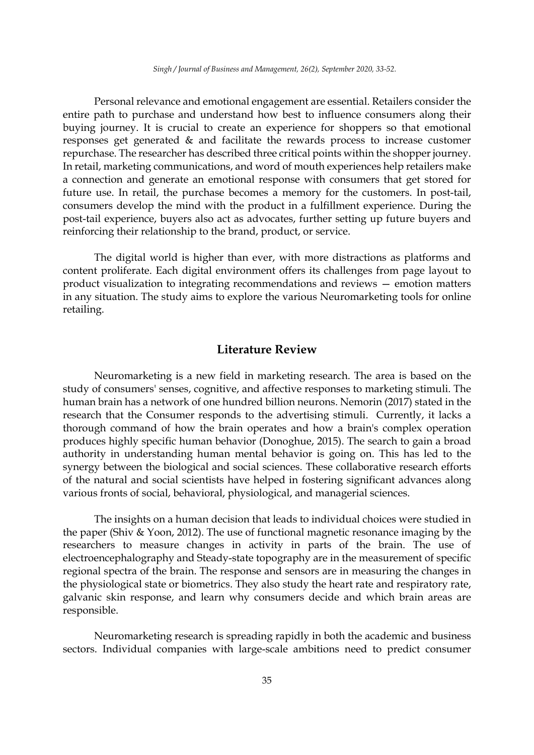Personal relevance and emotional engagement are essential. Retailers consider the entire path to purchase and understand how best to influence consumers along their buying journey. It is crucial to create an experience for shoppers so that emotional responses get generated & and facilitate the rewards process to increase customer repurchase. The researcher has described three critical points within the shopper journey. In retail, marketing communications, and word of mouth experiences help retailers make a connection and generate an emotional response with consumers that get stored for future use. In retail, the purchase becomes a memory for the customers. In post-tail, consumers develop the mind with the product in a fulfillment experience. During the post-tail experience, buyers also act as advocates, further setting up future buyers and reinforcing their relationship to the brand, product, or service.

The digital world is higher than ever, with more distractions as platforms and content proliferate. Each digital environment offers its challenges from page layout to product visualization to integrating recommendations and reviews — emotion matters in any situation. The study aims to explore the various Neuromarketing tools for online retailing.

## Literature Review

Neuromarketing is a new field in marketing research. The area is based on the study of consumers' senses, cognitive, and affective responses to marketing stimuli. The human brain has a network of one hundred billion neurons. Nemorin (2017) stated in the research that the Consumer responds to the advertising stimuli. Currently, it lacks a thorough command of how the brain operates and how a brain's complex operation produces highly specific human behavior (Donoghue, 2015). The search to gain a broad authority in understanding human mental behavior is going on. This has led to the synergy between the biological and social sciences. These collaborative research efforts of the natural and social scientists have helped in fostering significant advances along various fronts of social, behavioral, physiological, and managerial sciences.

The insights on a human decision that leads to individual choices were studied in the paper (Shiv & Yoon, 2012). The use of functional magnetic resonance imaging by the researchers to measure changes in activity in parts of the brain. The use of electroencephalography and Steady-state topography are in the measurement of specific regional spectra of the brain. The response and sensors are in measuring the changes in the physiological state or biometrics. They also study the heart rate and respiratory rate, galvanic skin response, and learn why consumers decide and which brain areas are responsible.

Neuromarketing research is spreading rapidly in both the academic and business sectors. Individual companies with large-scale ambitions need to predict consumer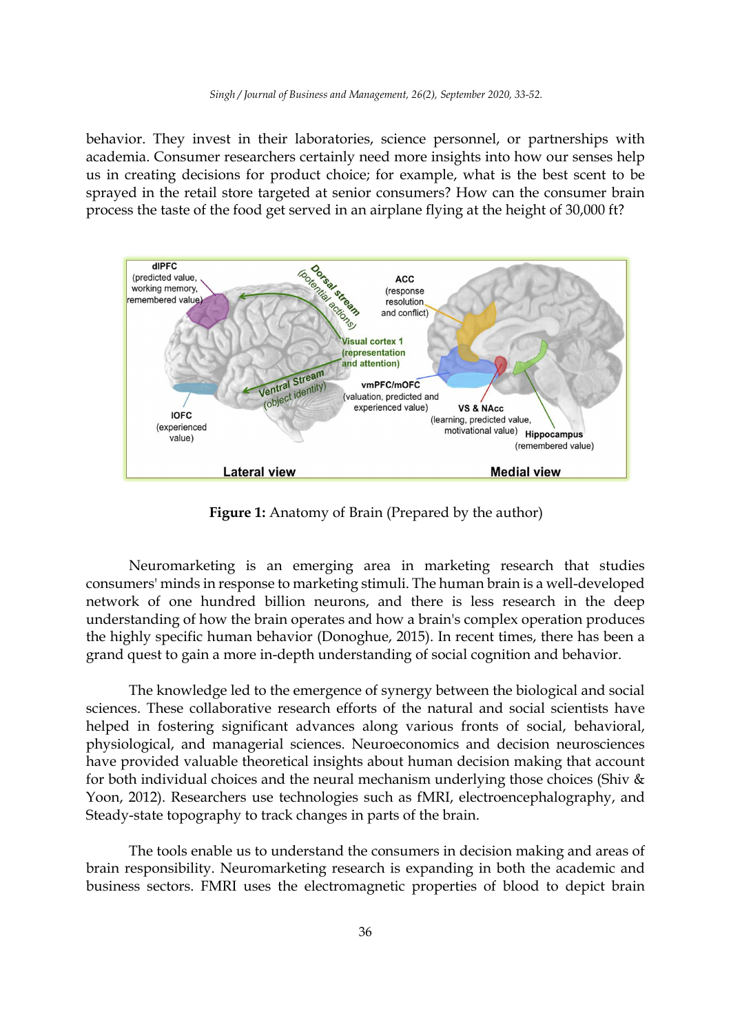behavior. They invest in their laboratories, science personnel, or partnerships with academia. Consumer researchers certainly need more insights into how our senses help us in creating decisions for product choice; for example, what is the best scent to be sprayed in the retail store targeted at senior consumers? How can the consumer brain process the taste of the food get served in an airplane flying at the height of 30,000 ft?

**Figure 1:** Anatomy of Brain (Prepared by the author)

Neuromarketing is an emerging area in marketing research that studies consumers' minds in response to marketing stimuli. The human brain is a well-developed network of one hundred billion neurons, and there is less research in the deep understanding of how the brain operates and how a brain's complex operation produces the highly specific human behavior (Donoghue, 2015). In recent times, there has been a grand quest to gain a more in-depth understanding of social cognition and behavior.

The knowledge led to the emergence of synergy between the biological and social sciences. These collaborative research efforts of the natural and social scientists have helped in fostering significant advances along various fronts of social, behavioral, physiological, and managerial sciences. Neuroeconomics and decision neurosciences have provided valuable theoretical insights about human decision making that account for both individual choices and the neural mechanism underlying those choices (Shiv & Yoon, 2012). Researchers use technologies such as fMRI, electroencephalography, and Steady-state topography to track changes in parts of the brain.

The tools enable us to understand the consumers in decision making and areas of brain responsibility. Neuromarketing research is expanding in both the academic and business sectors. FMRI uses the electromagnetic properties of blood to depict brain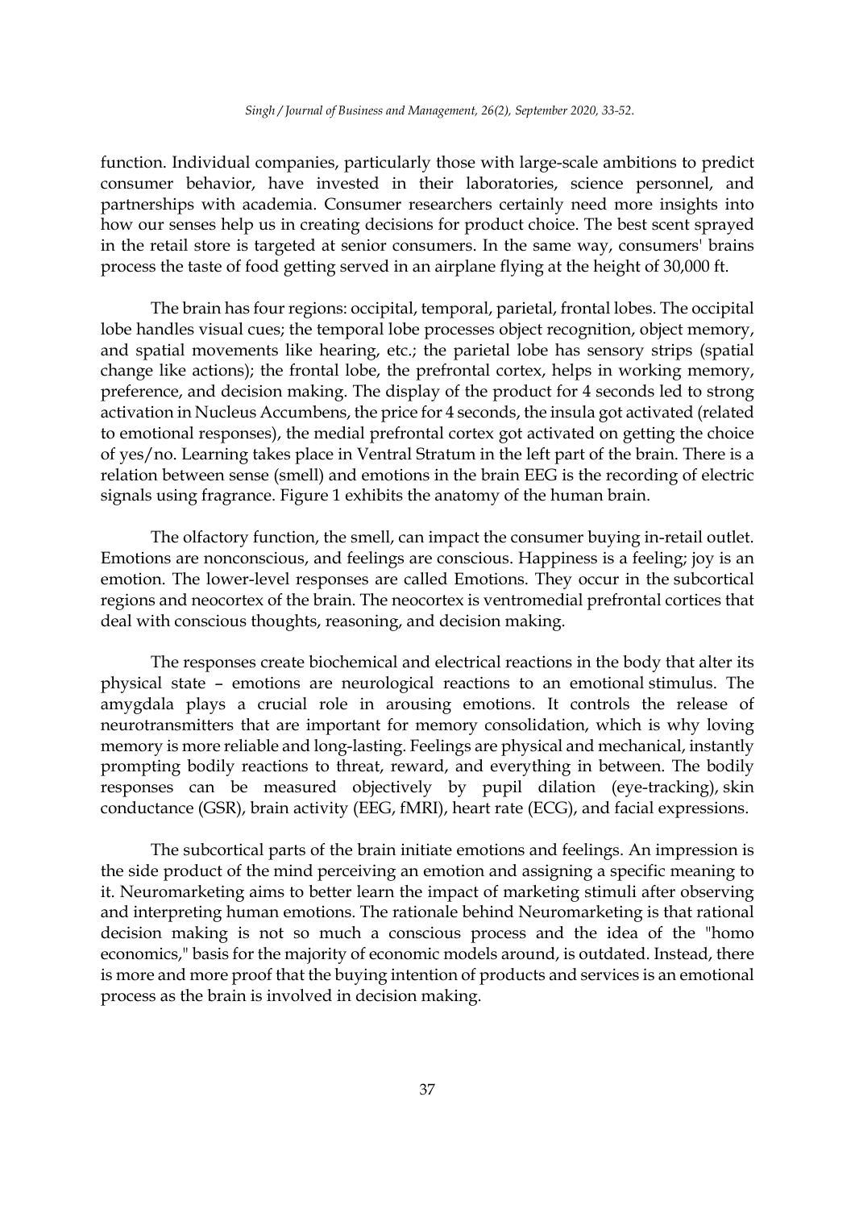function. Individual companies, particularly those with large-scale ambitions to predict consumer behavior, have invested in their laboratories, science personnel, and partnerships with academia. Consumer researchers certainly need more insights into how our senses help us in creating decisions for product choice. The best scent sprayed in the retail store is targeted at senior consumers. In the same way, consumers' brains process the taste of food getting served in an airplane flying at the height of 30,000 ft.

The brain has four regions: occipital, temporal, parietal, frontal lobes. The occipital lobe handles visual cues; the temporal lobe processes object recognition, object memory, and spatial movements like hearing, etc.; the parietal lobe has sensory strips (spatial change like actions); the frontal lobe, the prefrontal cortex, helps in working memory, preference, and decision making. The display of the product for 4 seconds led to strong activation in Nucleus Accumbens, the price for 4 seconds, the insula got activated (related to emotional responses), the medial prefrontal cortex got activated on getting the choice of yes/no. Learning takes place in Ventral Stratum in the left part of the brain. There is a relation between sense (smell) and emotions in the brain EEG is the recording of electric signals using fragrance. Figure 1 exhibits the anatomy of the human brain.

The olfactory function, the smell, can impact the consumer buying in-retail outlet. Emotions are nonconscious, and feelings are conscious. Happiness is a feeling; joy is an emotion. The lower-level responses are called Emotions. They occur in the subcortical regions and neocortex of the brain. The neocortex is ventromedial prefrontal cortices that deal with conscious thoughts, reasoning, and decision making.

The responses create biochemical and electrical reactions in the body that alter its physical state – emotions are neurological reactions to an emotional stimulus. The amygdala plays a crucial role in arousing emotions. It controls the release of neurotransmitters that are important for memory consolidation, which is why loving memory is more reliable and long-lasting. Feelings are physical and mechanical, instantly prompting bodily reactions to threat, reward, and everything in between. The bodily responses can be measured objectively by pupil dilation (eye-tracking), skin conductance (GSR), brain activity (EEG, fMRI), heart rate (ECG), and facial expressions.

The subcortical parts of the brain initiate emotions and feelings. An impression is the side product of the mind perceiving an emotion and assigning a specific meaning to it. Neuromarketing aims to better learn the impact of marketing stimuli after observing and interpreting human emotions. The rationale behind Neuromarketing is that rational decision making is not so much a conscious process and the idea of the "homo economics," basis for the majority of economic models around, is outdated. Instead, there is more and more proof that the buying intention of products and services is an emotional process as the brain is involved in decision making.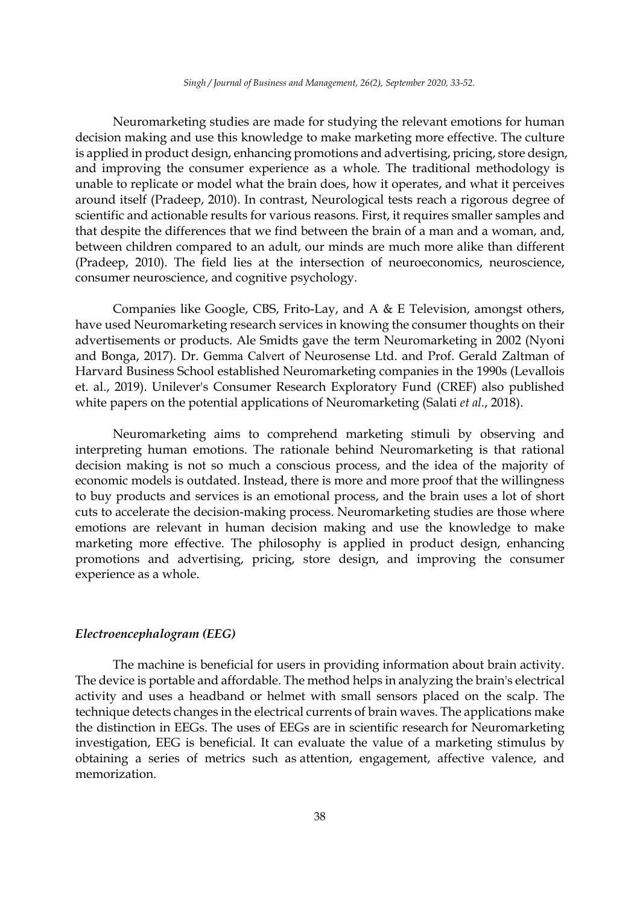Neuromarketing studies are made for studying the relevant emotions for human decision making and use this knowledge to make marketing more effective. The culture is applied in product design, enhancing promotions and advertising, pricing, store design, and improving the consumer experience as a whole. The traditional methodology is unable to replicate or model what the brain does, how it operates, and what it perceives around itself (Pradeep, 2010). In contrast, Neurological tests reach a rigorous degree of scientific and actionable results for various reasons. First, it requires smaller samples and that despite the differences that we find between the brain of a man and a woman, and, between children compared to an adult, our minds are much more alike than different (Pradeep, 2010). The field lies at the intersection of neuroeconomics, neuroscience, consumer neuroscience, and cognitive psychology.

Companies like Google, CBS, Frito-Lay, and A & E Television, amongst others, have used Neuromarketing research services in knowing the consumer thoughts on their advertisements or products. Ale Smidts gave the term Neuromarketing in 2002 (Nyoni and Bonga, 2017). Dr. Gemma Calvert of Neurosense Ltd. and Prof. Gerald Zaltman of Harvard Business School established Neuromarketing companies in the 1990s (Levallois et. al., 2019). Unilever's Consumer Research Exploratory Fund (CREF) also published white papers on the potential applications of Neuromarketing (Salati *et al.*, 2018).

Neuromarketing aims to comprehend marketing stimuli by observing and interpreting human emotions. The rationale behind Neuromarketing is that rational decision making is not so much a conscious process, and the idea of the majority of economic models is outdated. Instead, there is more and more proof that the willingness to buy products and services is an emotional process, and the brain uses a lot of short cuts to accelerate the decision-making process. Neuromarketing studies are those where emotions are relevant in human decision making and use the knowledge to make marketing more effective. The philosophy is applied in product design, enhancing promotions and advertising, pricing, store design, and improving the consumer experience as a whole.

### *Electroencephalogram (EEG)*

The machine is beneficial for users in providing information about brain activity. The device is portable and affordable. The method helps in analyzing the brain's electrical activity and uses a headband or helmet with small sensors placed on the scalp. The technique detects changes in the electrical currents of brain waves. The applications make the distinction in EEGs. The uses of EEGs are in scientific research for Neuromarketing investigation, EEG is beneficial. It can evaluate the value of a marketing stimulus by obtaining a series of metrics such as attention, engagement, affective valence, and memorization.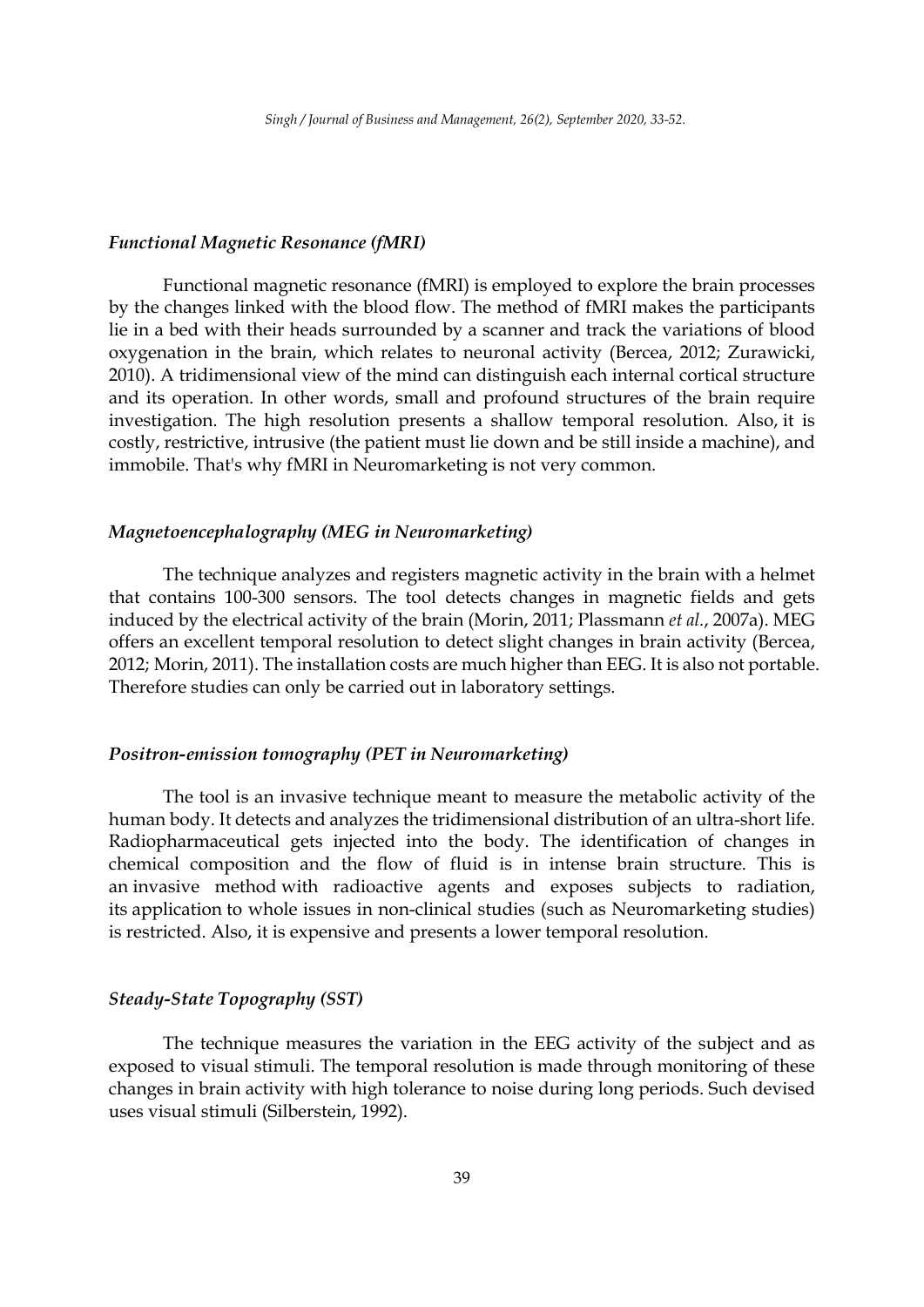### *Functional Magnetic Resonance (fMRI)*

Functional magnetic resonance (fMRI) is employed to explore the brain processes by the changes linked with the blood flow. The method of fMRI makes the participants lie in a bed with their heads surrounded by a scanner and track the variations of blood oxygenation in the brain, which relates to neuronal activity (Bercea, 2012; Zurawicki, 2010). A tridimensional view of the mind can distinguish each internal cortical structure and its operation. In other words, small and profound structures of the brain require investigation. The high resolution presents a shallow temporal resolution. Also, it is costly, restrictive, intrusive (the patient must lie down and be still inside a machine), and immobile. That's why fMRI in Neuromarketing is not very common.

### *Magnetoencephalography (MEG in Neuromarketing)*

The technique analyzes and registers magnetic activity in the brain with a helmet that contains 100-300 sensors. The tool detects changes in magnetic fields and gets induced by the electrical activity of the brain (Morin, 2011; Plassmann *et al.*, 2007a). MEG offers an excellent temporal resolution to detect slight changes in brain activity (Bercea, 2012; Morin, 2011). The installation costs are much higher than EEG. It is also not portable. Therefore studies can only be carried out in laboratory settings.

### *Positron-emission tomography (PET in Neuromarketing)*

The tool is an invasive technique meant to measure the metabolic activity of the human body. It detects and analyzes the tridimensional distribution of an ultra-short life. Radiopharmaceutical gets injected into the body. The identification of changes in chemical composition and the flow of fluid is in intense brain structure. This is an invasive method with radioactive agents and exposes subjects to radiation, its application to whole issues in non-clinical studies (such as Neuromarketing studies) is restricted. Also, it is expensive and presents a lower temporal resolution.

### *Steady-State Topography (SST)*

The technique measures the variation in the EEG activity of the subject and as exposed to visual stimuli. The temporal resolution is made through monitoring of these changes in brain activity with high tolerance to noise during long periods. Such devised uses visual stimuli (Silberstein, 1992).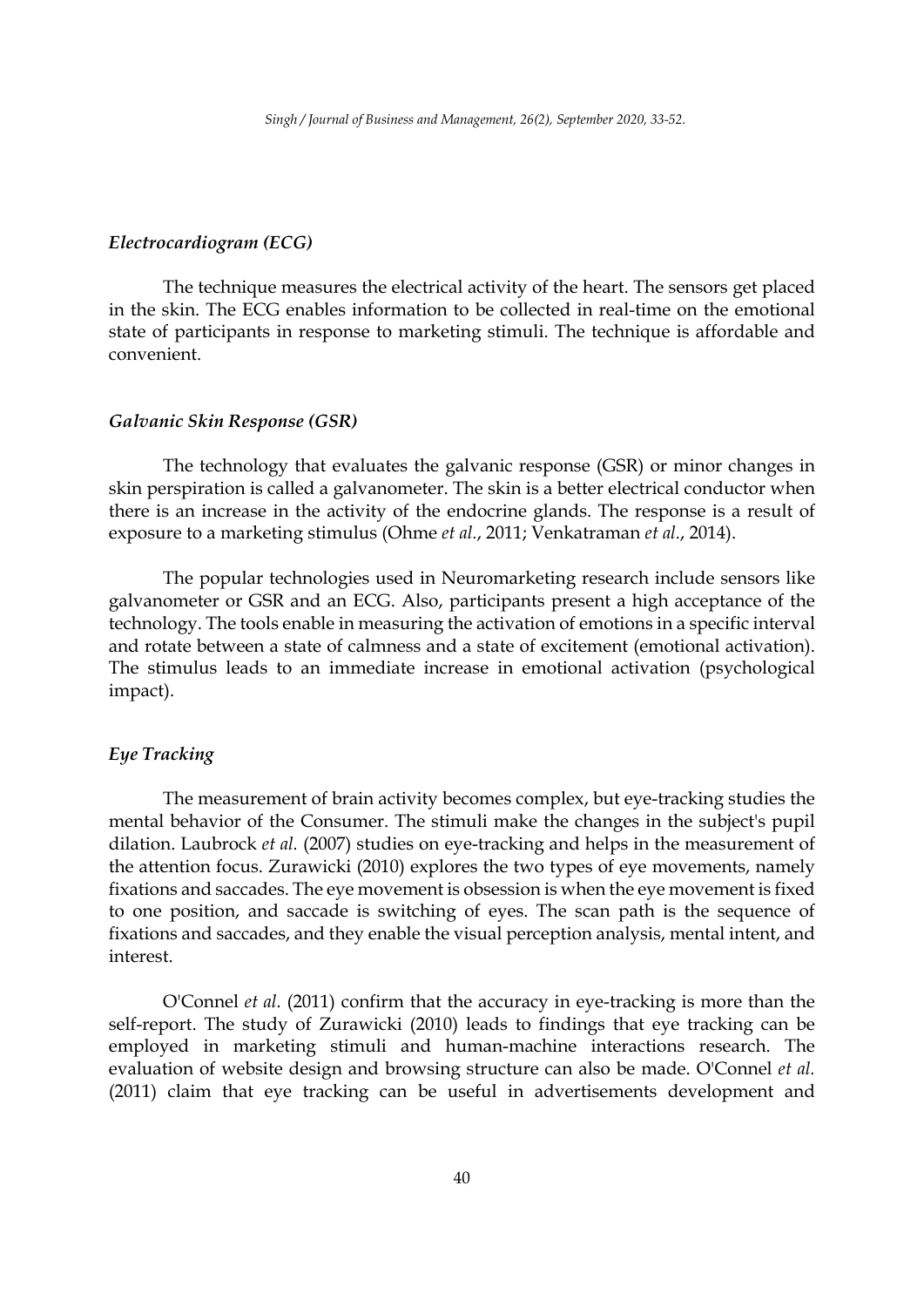### *Electrocardiogram (ECG)*

The technique measures the electrical activity of the heart. The sensors get placed in the skin. The ECG enables information to be collected in real-time on the emotional state of participants in response to marketing stimuli. The technique is affordable and convenient.

### *Galvanic Skin Response (GSR)*

The technology that evaluates the galvanic response (GSR) or minor changes in skin perspiration is called a galvanometer. The skin is a better electrical conductor when there is an increase in the activity of the endocrine glands. The response is a result of exposure to a marketing stimulus (Ohme *et al.*, 2011; Venkatraman *et al.*, 2014).

The popular technologies used in Neuromarketing research include sensors like galvanometer or GSR and an ECG. Also, participants present a high acceptance of the technology. The tools enable in measuring the activation of emotions in a specific interval and rotate between a state of calmness and a state of excitement (emotional activation). The stimulus leads to an immediate increase in emotional activation (psychological impact).

### *Eye Tracking*

The measurement of brain activity becomes complex, but eye-tracking studies the mental behavior of the Consumer. The stimuli make the changes in the subject's pupil dilation. Laubrock *et al.* (2007) studies on eye-tracking and helps in the measurement of the attention focus. Zurawicki (2010) explores the two types of eye movements, namely fixations and saccades. The eye movement is obsession is when the eye movement is fixed to one position, and saccade is switching of eyes. The scan path is the sequence of fixations and saccades, and they enable the visual perception analysis, mental intent, and interest.

O'Connel *et al.* (2011) confirm that the accuracy in eye-tracking is more than the self-report. The study of Zurawicki (2010) leads to findings that eye tracking can be employed in marketing stimuli and human-machine interactions research. The evaluation of website design and browsing structure can also be made. O'Connel *et al.* (2011) claim that eye tracking can be useful in advertisements development and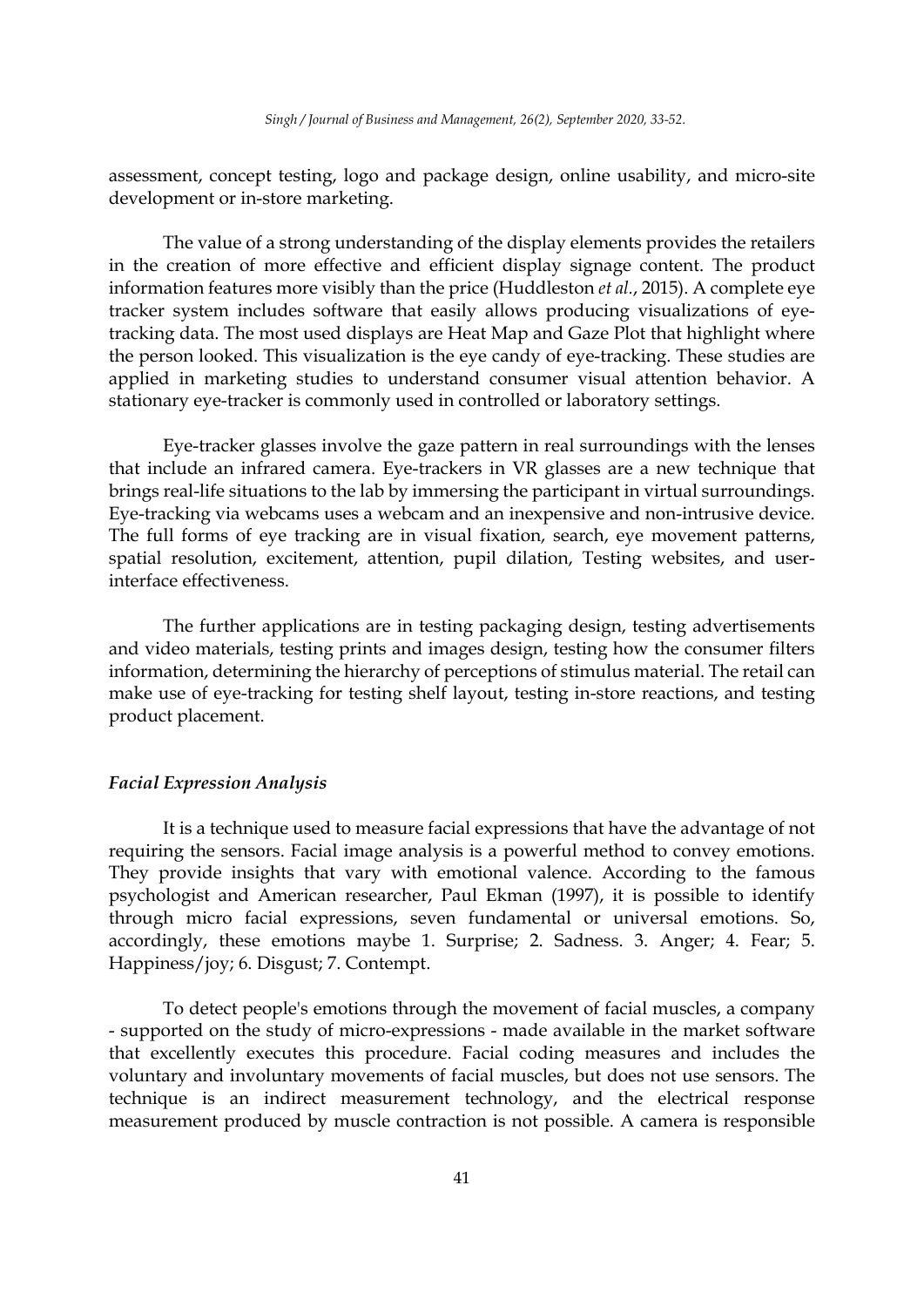assessment, concept testing, logo and package design, online usability, and micro-site development or in-store marketing.

The value of a strong understanding of the display elements provides the retailers in the creation of more effective and efficient display signage content. The product information features more visibly than the price (Huddleston *et al.*, 2015). A complete eye tracker system includes software that easily allows producing visualizations of eye-tracking data. The most used displays are Heat Map and Gaze Plot that highlight where the person looked. This visualization is the eye candy of eye-tracking. These studies are applied in marketing studies to understand consumer visual attention behavior. A stationary eye-tracker is commonly used in controlled or laboratory settings.

Eye-tracker glasses involve the gaze pattern in real surroundings with the lenses that include an infrared camera. Eye-trackers in VR glasses are a new technique that brings real-life situations to the lab by immersing the participant in virtual surroundings. Eye-tracking via webcams uses a webcam and an inexpensive and non-intrusive device. The full forms of eye tracking are in visual fixation, search, eye movement patterns, spatial resolution, excitement, attention, pupil dilation, Testing websites, and user-interface effectiveness.

The further applications are in testing packaging design, testing advertisements and video materials, testing prints and images design, testing how the consumer filters information, determining the hierarchy of perceptions of stimulus material. The retail can make use of eye-tracking for testing shelf layout, testing in-store reactions, and testing product placement.

### *Facial Expression Analysis*

It is a technique used to measure facial expressions that have the advantage of not requiring the sensors. Facial image analysis is a powerful method to convey emotions. They provide insights that vary with emotional valence. According to the famous psychologist and American researcher, Paul Ekman (1997), it is possible to identify through micro facial expressions, seven fundamental or universal emotions. So, accordingly, these emotions maybe 1. Surprise; 2. Sadness. 3. Anger; 4. Fear; 5. Happiness/joy; 6. Disgust; 7. Contempt.

To detect people's emotions through the movement of facial muscles, a company - supported on the study of micro-expressions - made available in the market software that excellently executes this procedure. Facial coding measures and includes the voluntary and involuntary movements of facial muscles, but does not use sensors. The technique is an indirect measurement technology, and the electrical response measurement produced by muscle contraction is not possible. A camera is responsible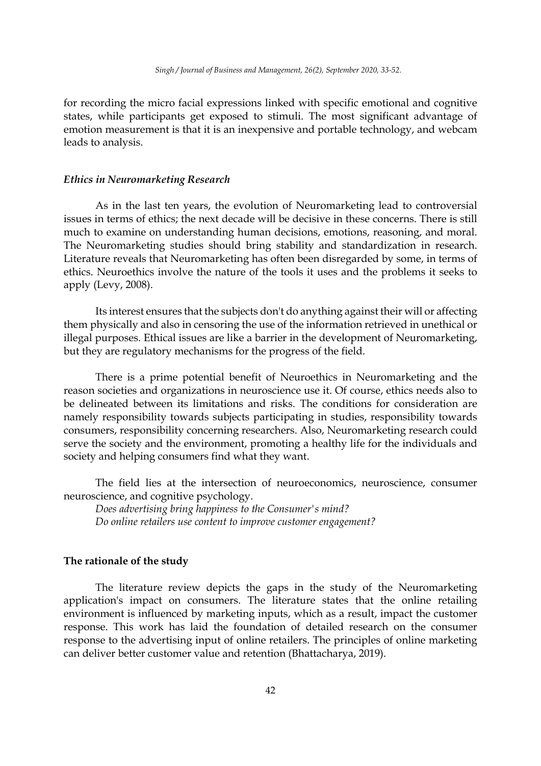for recording the micro facial expressions linked with specific emotional and cognitive states, while participants get exposed to stimuli. The most significant advantage of emotion measurement is that it is an inexpensive and portable technology, and webcam leads to analysis.

### *Ethics in Neuromarketing Research*

As in the last ten years, the evolution of Neuromarketing lead to controversial issues in terms of ethics; the next decade will be decisive in these concerns. There is still much to examine on understanding human decisions, emotions, reasoning, and moral. The Neuromarketing studies should bring stability and standardization in research. Literature reveals that Neuromarketing has often been disregarded by some, in terms of ethics. Neuroethics involve the nature of the tools it uses and the problems it seeks to apply (Levy, 2008).

Its interest ensures that the subjects don't do anything against their will or affecting them physically and also in censoring the use of the information retrieved in unethical or illegal purposes. Ethical issues are like a barrier in the development of Neuromarketing, but they are regulatory mechanisms for the progress of the field.

There is a prime potential benefit of Neuroethics in Neuromarketing and the reason societies and organizations in neuroscience use it. Of course, ethics needs also to be delineated between its limitations and risks. The conditions for consideration are namely responsibility towards subjects participating in studies, responsibility towards consumers, responsibility concerning researchers. Also, Neuromarketing research could serve the society and the environment, promoting a healthy life for the individuals and society and helping consumers find what they want.

The field lies at the intersection of neuroeconomics, neuroscience, consumer neuroscience, and cognitive psychology.

*Does advertising bring happiness to the Consumer's mind?*

*Do online retailers use content to improve customer engagement?*

## **The rationale of the study**

The literature review depicts the gaps in the study of the Neuromarketing application's impact on consumers. The literature states that the online retailing environment is influenced by marketing inputs, which as a result, impact the customer response. This work has laid the foundation of detailed research on the consumer response to the advertising input of online retailers. The principles of online marketing can deliver better customer value and retention (Bhattacharya, 2019).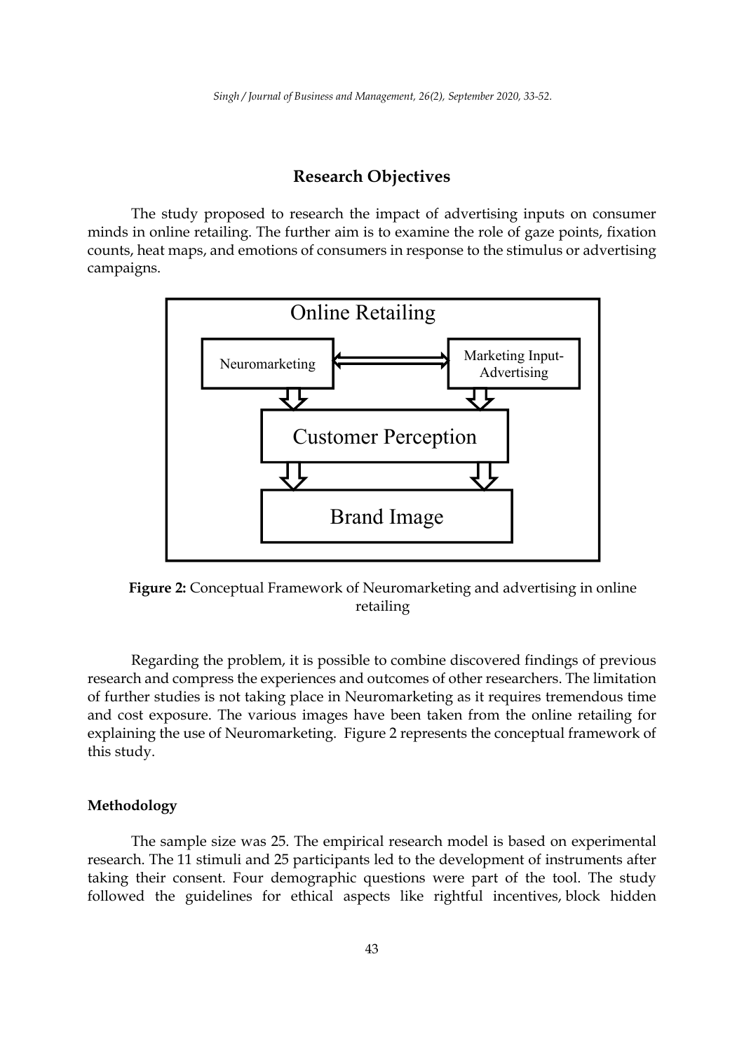## Research Objectives

The study proposed to research the impact of advertising inputs on consumer minds in online retailing. The further aim is to examine the role of gaze points, fixation counts, heat maps, and emotions of consumers in response to the stimulus or advertising campaigns.

Online Retailing

Neuromarketing

Marketing Input-Advertising

Customer Perception

Brand Image

**Figure 2:** Conceptual Framework of Neuromarketing and advertising in online retailing

Regarding the problem, it is possible to combine discovered findings of previous research and compress the experiences and outcomes of other researchers. The limitation of further studies is not taking place in Neuromarketing as it requires tremendous time and cost exposure. The various images have been taken from the online retailing for explaining the use of Neuromarketing. Figure 2 represents the conceptual framework of this study.

### Methodology

The sample size was 25. The empirical research model is based on experimental research. The 11 stimuli and 25 participants led to the development of instruments after taking their consent. Four demographic questions were part of the tool. The study followed the guidelines for ethical aspects like rightful incentives, block hidden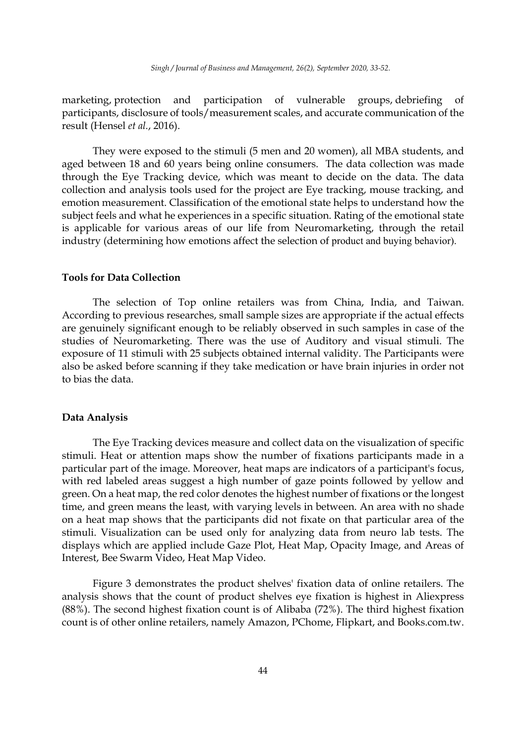marketing, protection and participation of vulnerable groups, debriefing of participants, disclosure of tools/measurement scales, and accurate communication of the result (Hensel *et al.*, 2016).

They were exposed to the stimuli (5 men and 20 women), all MBA students, and aged between 18 and 60 years being online consumers. The data collection was made through the Eye Tracking device, which was meant to decide on the data. The data collection and analysis tools used for the project are Eye tracking, mouse tracking, and emotion measurement. Classification of the emotional state helps to understand how the subject feels and what he experiences in a specific situation. Rating of the emotional state is applicable for various areas of our life from Neuromarketing, through the retail industry (determining how emotions affect the selection of product and buying behavior).

### Tools for Data Collection

The selection of Top online retailers was from China, India, and Taiwan. According to previous researches, small sample sizes are appropriate if the actual effects are genuinely significant enough to be reliably observed in such samples in case of the studies of Neuromarketing. There was the use of Auditory and visual stimuli. The exposure of 11 stimuli with 25 subjects obtained internal validity. The Participants were also be asked before scanning if they take medication or have brain injuries in order not to bias the data.

### Data Analysis

The Eye Tracking devices measure and collect data on the visualization of specific stimuli. Heat or attention maps show the number of fixations participants made in a particular part of the image. Moreover, heat maps are indicators of a participant's focus, with red labeled areas suggest a high number of gaze points followed by yellow and green. On a heat map, the red color denotes the highest number of fixations or the longest time, and green means the least, with varying levels in between. An area with no shade on a heat map shows that the participants did not fixate on that particular area of the stimuli. Visualization can be used only for analyzing data from neuro lab tests. The displays which are applied include Gaze Plot, Heat Map, Opacity Image, and Areas of Interest, Bee Swarm Video, Heat Map Video.

Figure 3 demonstrates the product shelves' fixation data of online retailers. The analysis shows that the count of product shelves eye fixation is highest in Aliexpress (88%). The second highest fixation count is of Alibaba (72%). The third highest fixation count is of other online retailers, namely Amazon, PChome, Flipkart, and Books.com.tw.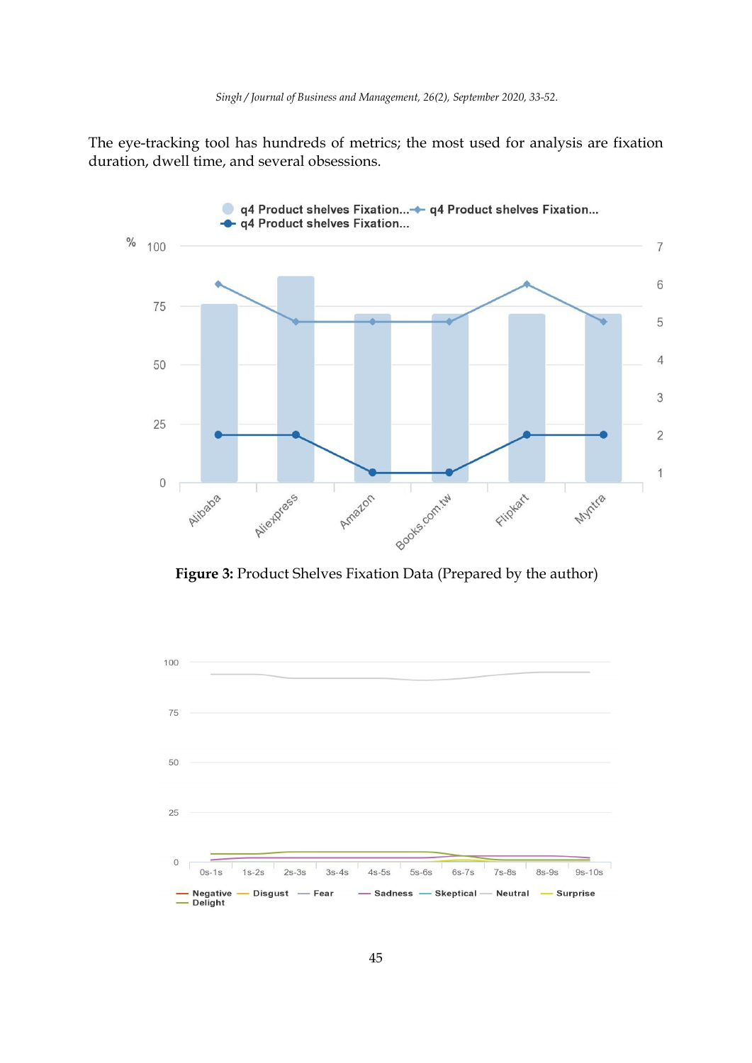The eye-tracking tool has hundreds of metrics; the most used for analysis are fixation duration, dwell time, and several obsessions.

**Figure 3:** Product Shelves Fixation Data (Prepared by the author)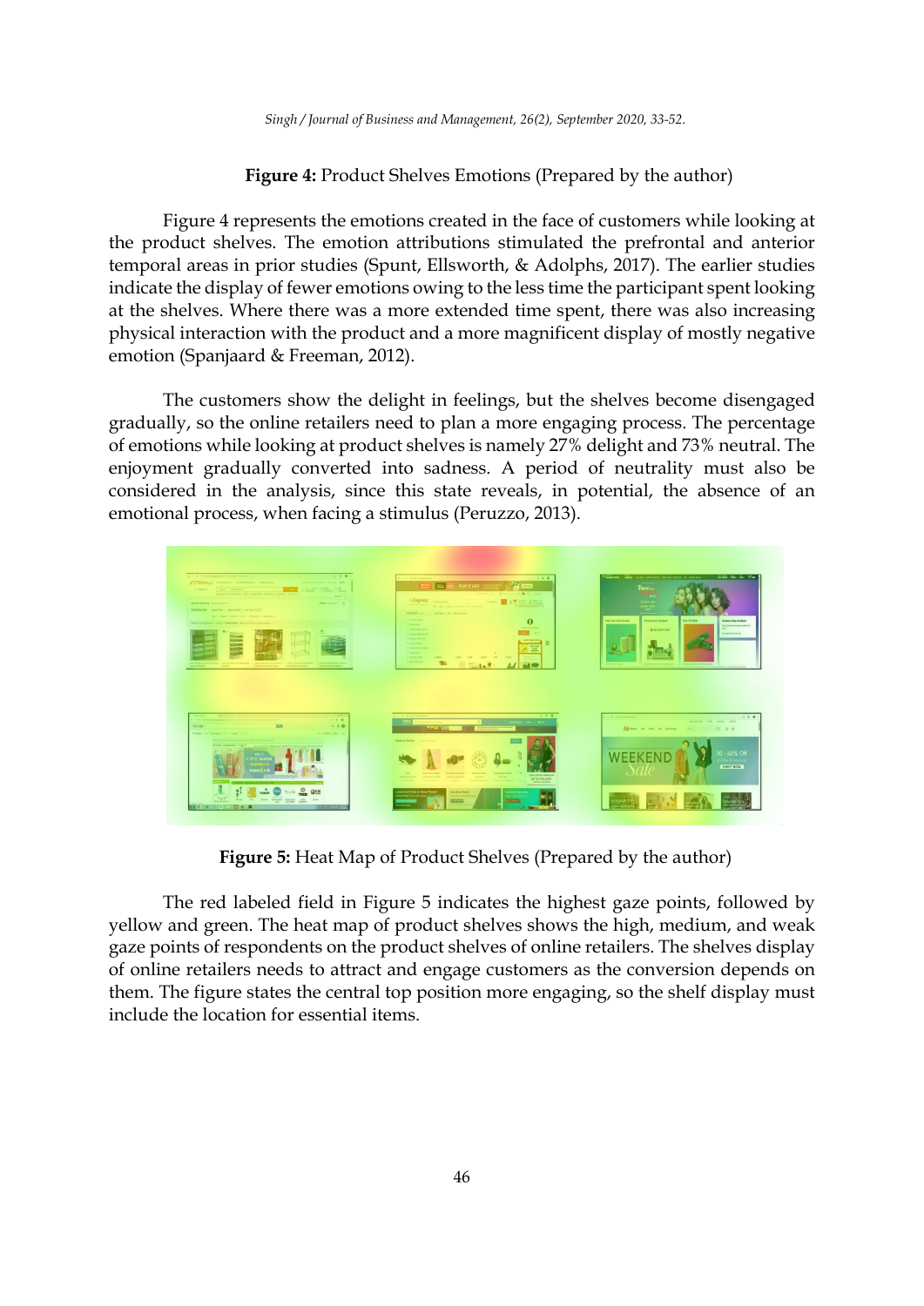**Figure 4:** Product Shelves Emotions (Prepared by the author)

Figure 4 represents the emotions created in the face of customers while looking at the product shelves. The emotion attributions stimulated the prefrontal and anterior temporal areas in prior studies (Spunt, Ellsworth, & Adolphs, 2017). The earlier studies indicate the display of fewer emotions owing to the less time the participant spent looking at the shelves. Where there was a more extended time spent, there was also increasing physical interaction with the product and a more magnificent display of mostly negative emotion (Spanjaard & Freeman, 2012).

The customers show the delight in feelings, but the shelves become disengaged gradually, so the online retailers need to plan a more engaging process. The percentage of emotions while looking at product shelves is namely 27% delight and 73% neutral. The enjoyment gradually converted into sadness. A period of neutrality must also be considered in the analysis, since this state reveals, in potential, the absence of an emotional process, when facing a stimulus (Peruzzo, 2013).

**Figure 5:** Heat Map of Product Shelves (Prepared by the author)

The red labeled field in Figure 5 indicates the highest gaze points, followed by yellow and green. The heat map of product shelves shows the high, medium, and weak gaze points of respondents on the product shelves of online retailers. The shelves display of online retailers needs to attract and engage customers as the conversion depends on them. The figure states the central top position more engaging, so the shelf display must include the location for essential items.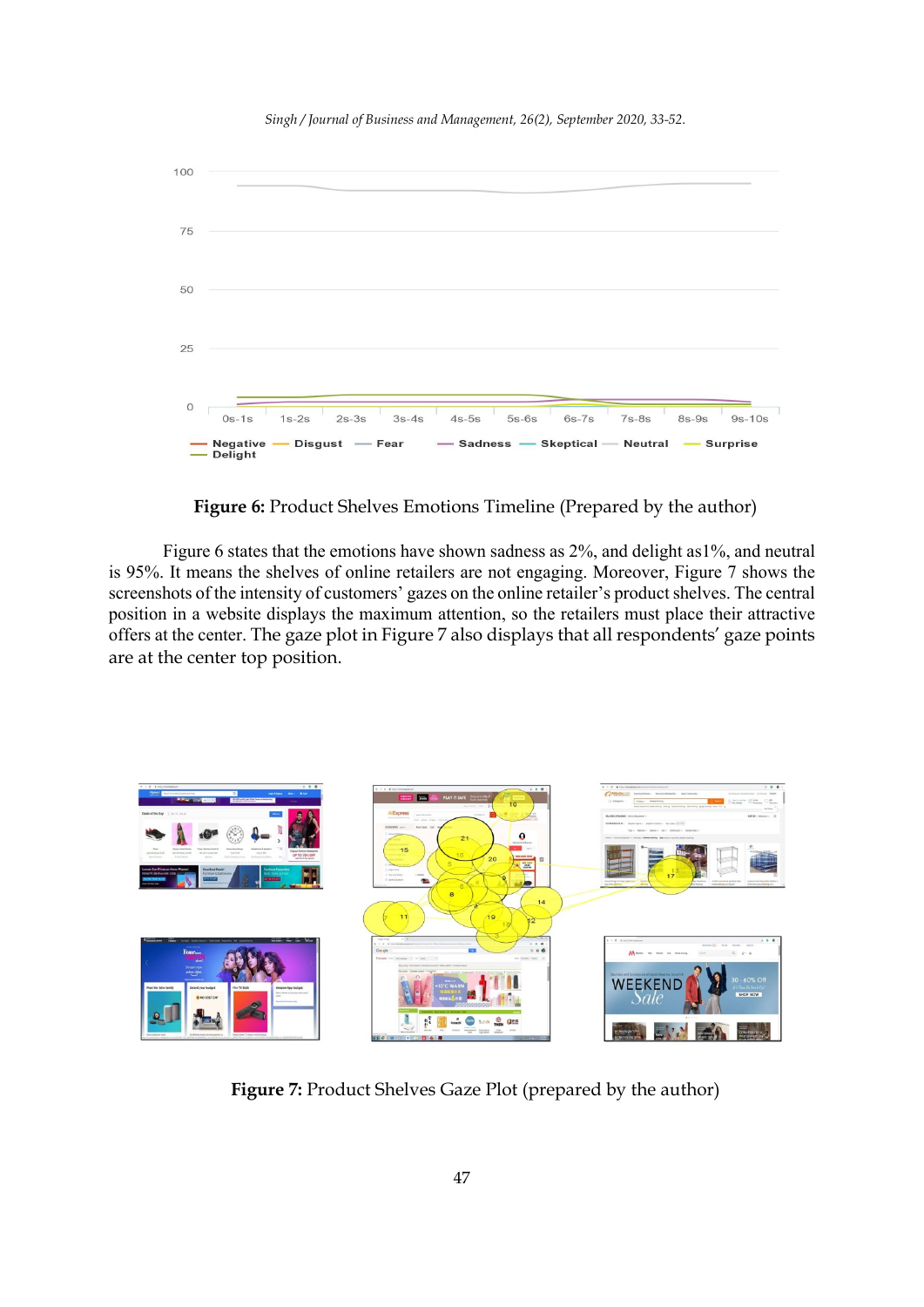**Figure 6:** Product Shelves Emotions Timeline (Prepared by the author)

Figure 6 states that the emotions have shown sadness as 2%, and delight as1%, and neutral is 95%. It means the shelves of online retailers are not engaging. Moreover, Figure 7 shows the screenshots of the intensity of customers' gazes on the online retailer's product shelves. The central position in a website displays the maximum attention, so the retailers must place their attractive offers at the center. The gaze plot in Figure 7 also displays that all respondents' gaze points are at the center top position.

**Figure 7:** Product Shelves Gaze Plot (prepared by the author)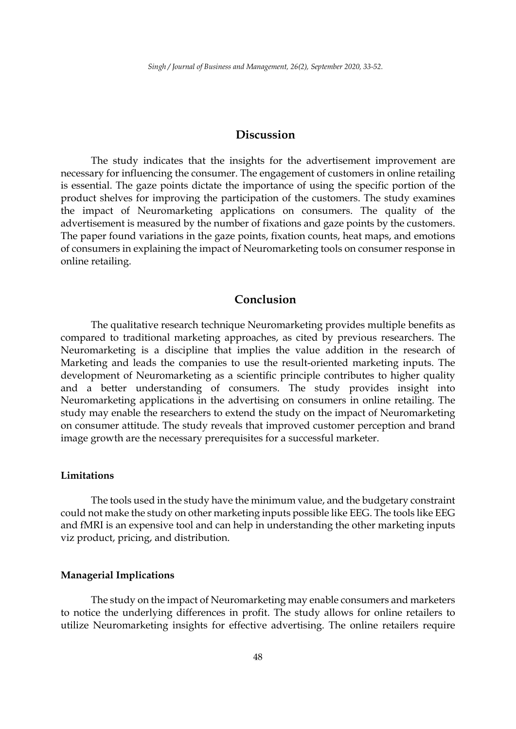## Discussion

The study indicates that the insights for the advertisement improvement are necessary for influencing the consumer. The engagement of customers in online retailing is essential. The gaze points dictate the importance of using the specific portion of the product shelves for improving the participation of the customers. The study examines the impact of Neuromarketing applications on consumers. The quality of the advertisement is measured by the number of fixations and gaze points by the customers. The paper found variations in the gaze points, fixation counts, heat maps, and emotions of consumers in explaining the impact of Neuromarketing tools on consumer response in online retailing.

## Conclusion

The qualitative research technique Neuromarketing provides multiple benefits as compared to traditional marketing approaches, as cited by previous researchers. The Neuromarketing is a discipline that implies the value addition in the research of Marketing and leads the companies to use the result-oriented marketing inputs. The development of Neuromarketing as a scientific principle contributes to higher quality and a better understanding of consumers. The study provides insight into Neuromarketing applications in the advertising on consumers in online retailing. The study may enable the researchers to extend the study on the impact of Neuromarketing on consumer attitude. The study reveals that improved customer perception and brand image growth are the necessary prerequisites for a successful marketer.

### Limitations

The tools used in the study have the minimum value, and the budgetary constraint could not make the study on other marketing inputs possible like EEG. The tools like EEG and fMRI is an expensive tool and can help in understanding the other marketing inputs viz product, pricing, and distribution.

### Managerial Implications

The study on the impact of Neuromarketing may enable consumers and marketers to notice the underlying differences in profit. The study allows for online retailers to utilize Neuromarketing insights for effective advertising. The online retailers require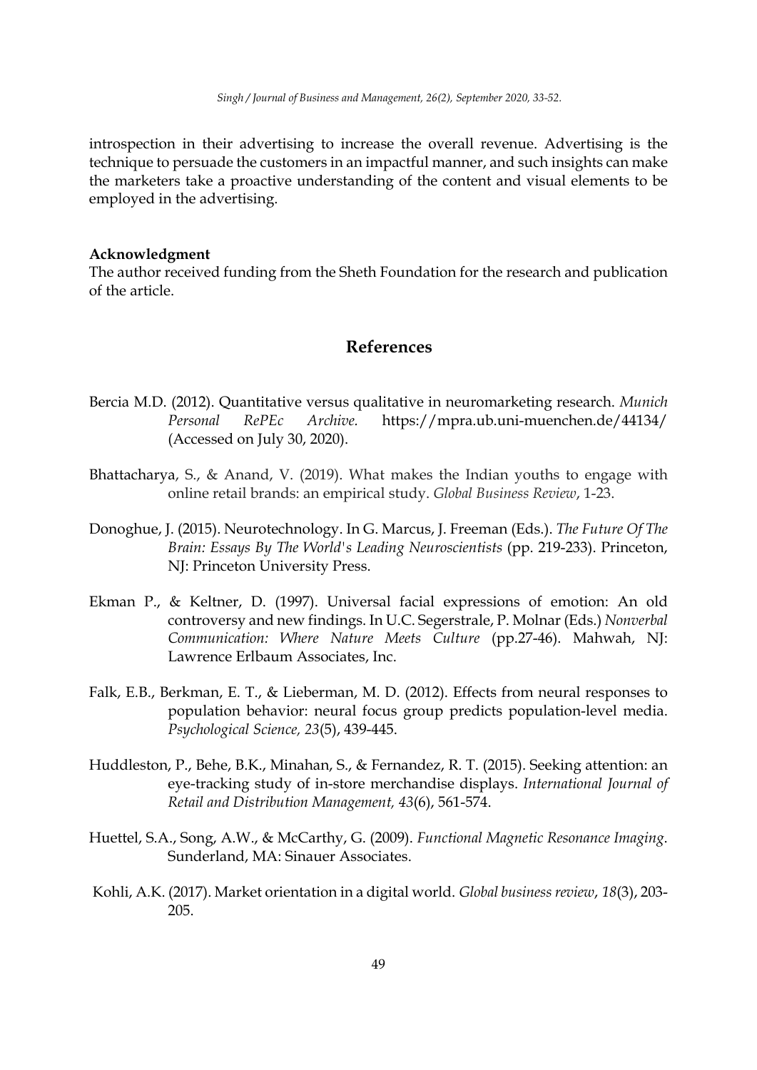introspection in their advertising to increase the overall revenue. Advertising is the technique to persuade the customers in an impactful manner, and such insights can make the marketers take a proactive understanding of the content and visual elements to be employed in the advertising.

**Acknowledgment**

The author received funding from the Sheth Foundation for the research and publication of the article.

## References

Bercia M.D. (2012). Quantitative versus qualitative in neuromarketing research. *Munich Personal RePEc Archive.* https://mpra.ub.uni-muenchen.de/44134/ (Accessed on July 30, 2020).

Bhattacharya, S., & Anand, V. (2019). What makes the Indian youths to engage with online retail brands: an empirical study. *Global Business Review*, 1-23.

Donoghue, J. (2015). Neurotechnology. In G. Marcus, J. Freeman (Eds.). *The Future Of The Brain: Essays By The World's Leading Neuroscientists* (pp. 219-233). Princeton, NJ: Princeton University Press.

Ekman P., & Keltner, D. (1997). Universal facial expressions of emotion: An old controversy and new findings. In U.C. Segerstrale, P. Molnar (Eds.) *Nonverbal Communication: Where Nature Meets Culture* (pp.27-46). Mahwah, NJ: Lawrence Erlbaum Associates, Inc.

Falk, E.B., Berkman, E. T., & Lieberman, M. D. (2012). Effects from neural responses to population behavior: neural focus group predicts population-level media. *Psychological Science, 23*(5), 439-445.

Huddleston, P., Behe, B.K., Minahan, S., & Fernandez, R. T. (2015). Seeking attention: an eye-tracking study of in-store merchandise displays. *International Journal of Retail and Distribution Management, 43*(6), 561-574.

Huettel, S.A., Song, A.W., & McCarthy, G. (2009). *Functional Magnetic Resonance Imaging*. Sunderland, MA: Sinauer Associates.

Kohli, A.K. (2017). Market orientation in a digital world. *Global business review*, *18*(3), 203-205.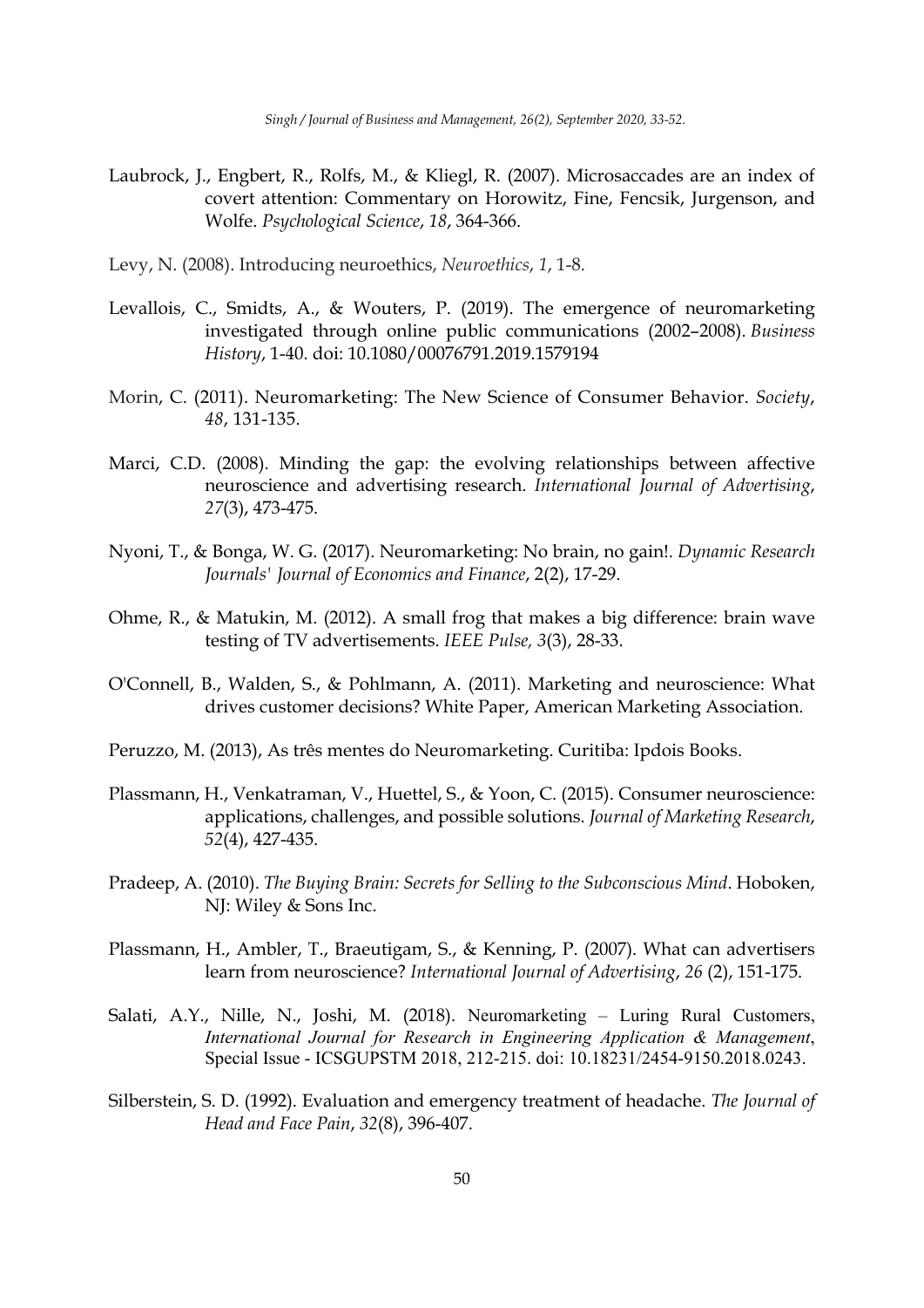Laubrock, J., Engbert, R., Rolfs, M., & Kliegl, R. (2007). Microsaccades are an index of covert attention: Commentary on Horowitz, Fine, Fencsik, Jurgenson, and Wolfe. *Psychological Science*, *18*, 364-366.

Levy, N. (2008). Introducing neuroethics, *Neuroethics*, *1*, 1-8.

Levallois, C., Smidts, A., & Wouters, P. (2019). The emergence of neuromarketing investigated through online public communications (2002–2008). *Business History*, 1-40. doi: 10.1080/00076791.2019.1579194

Morin, C. (2011). Neuromarketing: The New Science of Consumer Behavior. *Society*, *48*, 131-135.

Marci, C.D. (2008). Minding the gap: the evolving relationships between affective neuroscience and advertising research. *International Journal of Advertising*, *27*(3), 473-475.

Nyoni, T., & Bonga, W. G. (2017). Neuromarketing: No brain, no gain!. *Dynamic Research Journals' Journal of Economics and Finance*, 2(2), 17-29.

Ohme, R., & Matukin, M. (2012). A small frog that makes a big difference: brain wave testing of TV advertisements. *IEEE Pulse, 3*(3), 28-33.

O'Connell, B., Walden, S., & Pohlmann, A. (2011). Marketing and neuroscience: What drives customer decisions? White Paper, American Marketing Association.

Peruzzo, M. (2013), As três mentes do Neuromarketing. Curitiba: Ipdois Books.

Plassmann, H., Venkatraman, V., Huettel, S., & Yoon, C. (2015). Consumer neuroscience: applications, challenges, and possible solutions. *Journal of Marketing Research*, *52*(4), 427-435.

Pradeep, A. (2010). *The Buying Brain: Secrets for Selling to the Subconscious Mind*. Hoboken, NJ: Wiley & Sons Inc.

Plassmann, H., Ambler, T., Braeutigam, S., & Kenning, P. (2007). What can advertisers learn from neuroscience? *International Journal of Advertising*, *26* (2), 151-175.

Salati, A.Y., Nille, N., Joshi, M. (2018). Neuromarketing – Luring Rural Customers, *International Journal for Research in Engineering Application & Management*, Special Issue - ICSGUPSTM 2018, 212-215. doi: 10.18231/2454-9150.2018.0243.

Silberstein, S. D. (1992). Evaluation and emergency treatment of headache. *The Journal of Head and Face Pain*, *32*(8), 396-407.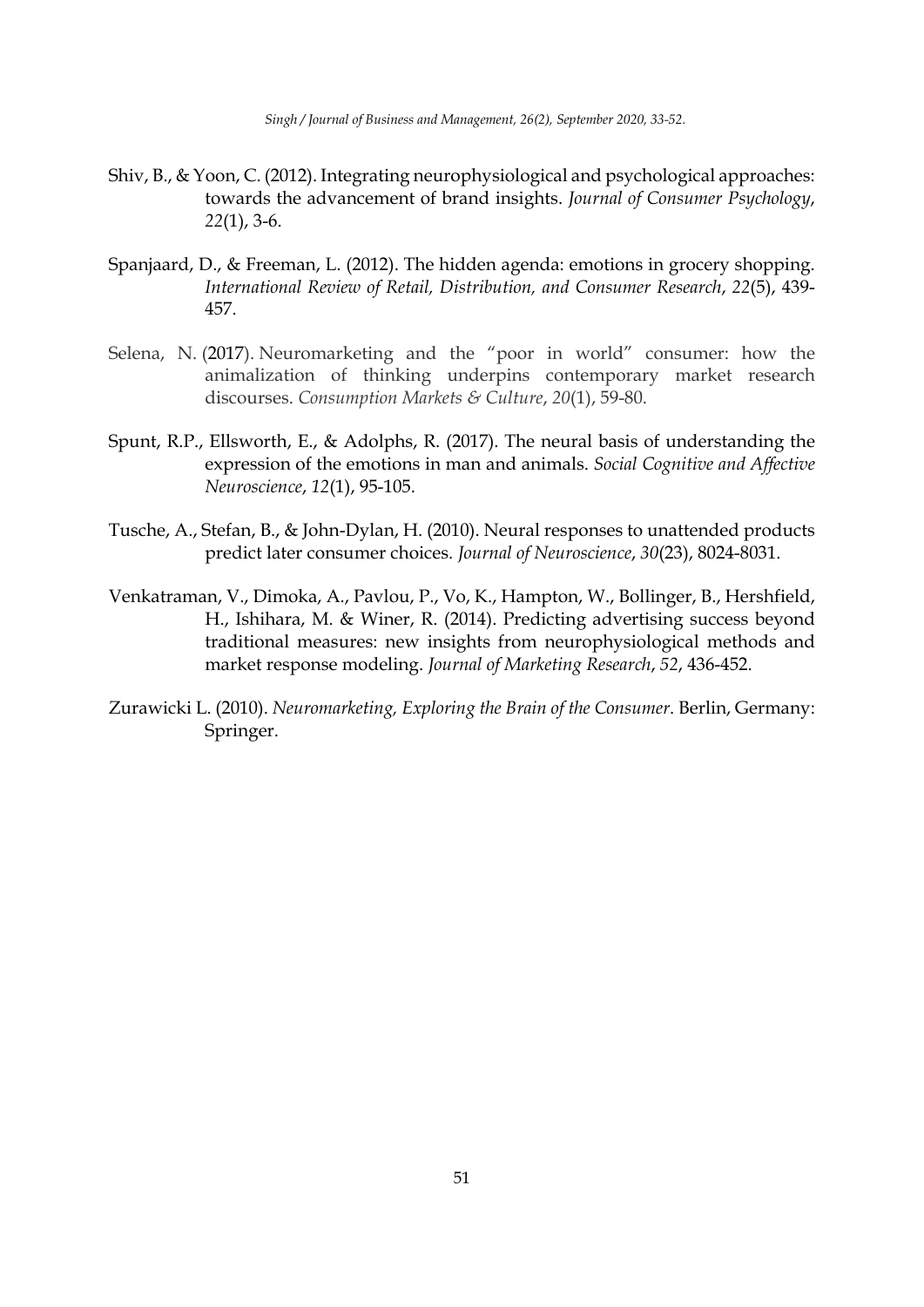Shiv, B., & Yoon, C. (2012). Integrating neurophysiological and psychological approaches: towards the advancement of brand insights. *Journal of Consumer Psychology*, *22*(1), 3-6.

Spanjaard, D., & Freeman, L. (2012). The hidden agenda: emotions in grocery shopping. *International Review of Retail, Distribution, and Consumer Research*, *22*(5), 439-457.

Selena, N. (2017). Neuromarketing and the "poor in world" consumer: how the animalization of thinking underpins contemporary market research discourses. *Consumption Markets & Culture*, *20*(1), 59-80.

Spunt, R.P., Ellsworth, E., & Adolphs, R. (2017). The neural basis of understanding the expression of the emotions in man and animals. *Social Cognitive and Affective Neuroscience*, *12*(1), 95-105.

Tusche, A., Stefan, B., & John-Dylan, H. (2010). Neural responses to unattended products predict later consumer choices. *Journal of Neuroscience*, *30*(23), 8024-8031.

Venkatraman, V., Dimoka, A., Pavlou, P., Vo, K., Hampton, W., Bollinger, B., Hershfield, H., Ishihara, M. & Winer, R. (2014). Predicting advertising success beyond traditional measures: new insights from neurophysiological methods and market response modeling. *Journal of Marketing Research*, *52*, 436-452.

Zurawicki L. (2010). *Neuromarketing, Exploring the Brain of the Consumer*. Berlin, Germany: Springer.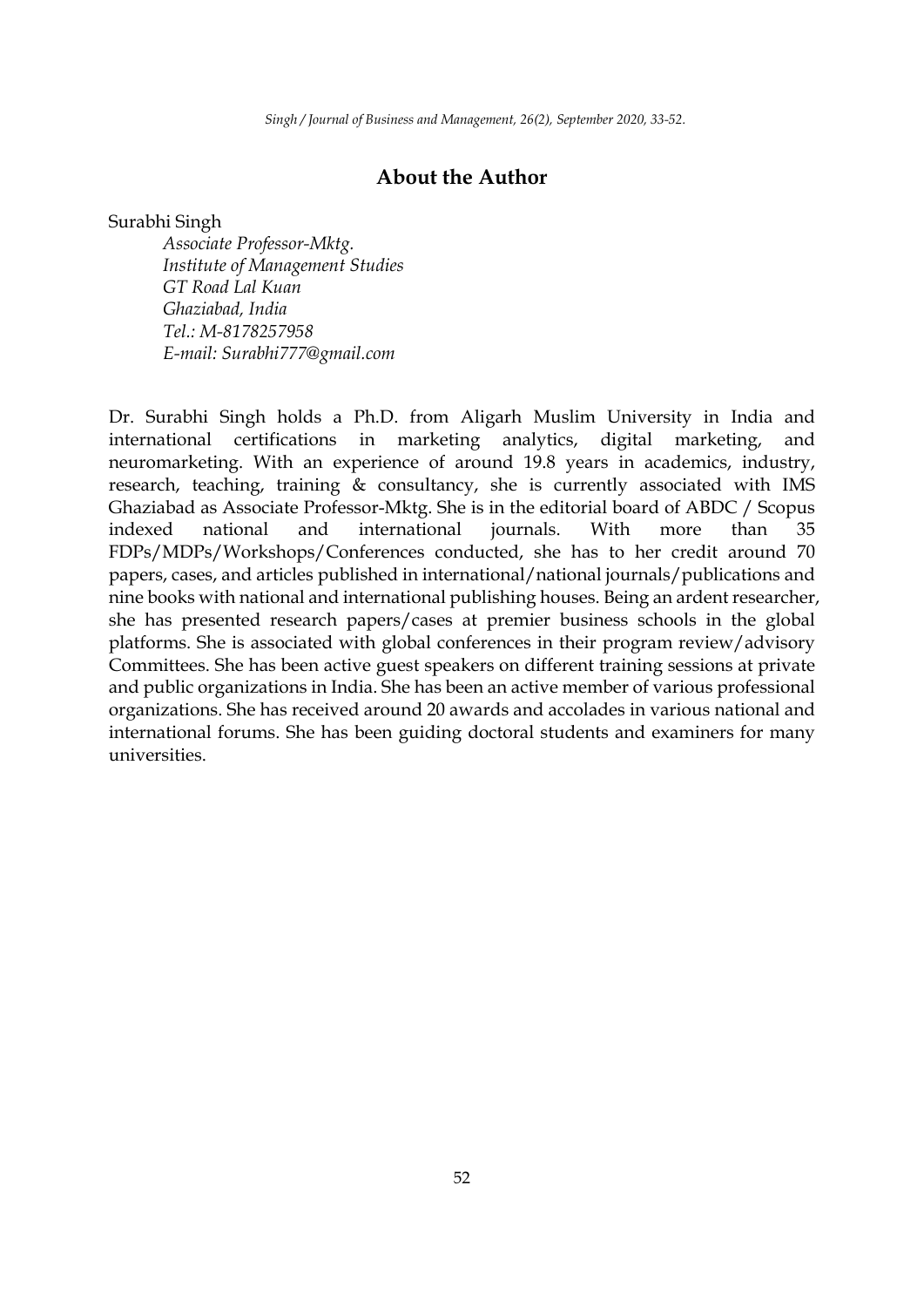## About the Author

Surabhi Singh

*Associate Professor-Mktg.*
*Institute of Management Studies*
*GT Road Lal Kuan*
*Ghaziabad, India*
*Tel.: M-8178257958*
*E-mail: Surabhi777@gmail.com*

Dr. Surabhi Singh holds a Ph.D. from Aligarh Muslim University in India and international certifications in marketing analytics, digital marketing, and neuromarketing. With an experience of around 19.8 years in academics, industry, research, teaching, training & consultancy, she is currently associated with IMS Ghaziabad as Associate Professor-Mktg. She is in the editorial board of ABDC / Scopus indexed national and international journals. With more than 35 FDPs/MDPs/Workshops/Conferences conducted, she has to her credit around 70 papers, cases, and articles published in international/national journals/publications and nine books with national and international publishing houses. Being an ardent researcher, she has presented research papers/cases at premier business schools in the global platforms. She is associated with global conferences in their program review/advisory Committees. She has been active guest speakers on different training sessions at private and public organizations in India. She has been an active member of various professional organizations. She has received around 20 awards and accolades in various national and international forums. She has been guiding doctoral students and examiners for many universities.